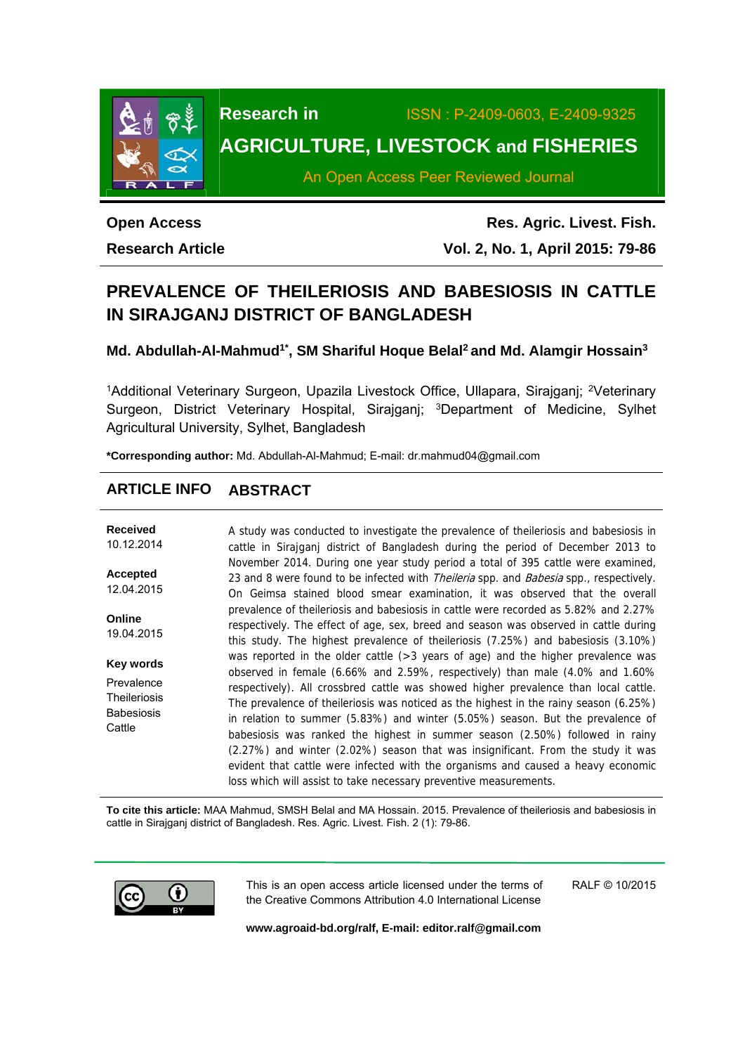Research in | ISSN : P-2409-0603, E-2409-9325

AGRICULTURE, LIVESTOCK and FISHERIES

An Open Access Peer Reviewed Journal

**Open Access**
**Research Article**

**Res. Agric. Livest. Fish.**
**Vol. 2, No. 1, April 2015: 79-86**

# PREVALENCE OF THEILERIOSIS AND BABESIOSIS IN CATTLE IN SIRAJGANJ DISTRICT OF BANGLADESH

**Md. Abdullah-Al-Mahmud[1*], SM Shariful Hoque Belal[2] and Md. Alamgir Hossain[3]**

[1]Additional Veterinary Surgeon, Upazila Livestock Office, Ullapara, Sirajganj; [2]Veterinary Surgeon, District Veterinary Hospital, Sirajganj; [3]Department of Medicine, Sylhet Agricultural University, Sylhet, Bangladesh

**\*Corresponding author:** Md. Abdullah-Al-Mahmud; E-mail: dr.mahmud04@gmail.com

## ARTICLE INFO

**Received**
10.12.2014

**Accepted**
12.04.2015

**Online**
19.04.2015

**Key words**
Prevalence
Theileriosis
Babesiosis
Cattle

## ABSTRACT

A study was conducted to investigate the prevalence of theileriosis and babesiosis in cattle in Sirajganj district of Bangladesh during the period of December 2013 to November 2014. During one year study period a total of 395 cattle were examined, 23 and 8 were found to be infected with *Theileria* spp. and *Babesia* spp., respectively. On Geimsa stained blood smear examination, it was observed that the overall prevalence of theileriosis and babesiosis in cattle were recorded as 5.82% and 2.27% respectively. The effect of age, sex, breed and season was observed in cattle during this study. The highest prevalence of theileriosis (7.25%) and babesiosis (3.10%) was reported in the older cattle (>3 years of age) and the higher prevalence was observed in female (6.66% and 2.59%, respectively) than male (4.0% and 1.60% respectively). All crossbred cattle was showed higher prevalence than local cattle. The prevalence of theileriosis was noticed as the highest in the rainy season (6.25%) in relation to summer (5.83%) and winter (5.05%) season. But the prevalence of babesiosis was ranked the highest in summer season (2.50%) followed in rainy (2.27%) and winter (2.02%) season that was insignificant. From the study it was evident that cattle were infected with the organisms and caused a heavy economic loss which will assist to take necessary preventive measurements.

**To cite this article:** MAA Mahmud, SMSH Belal and MA Hossain. 2015. Prevalence of theileriosis and babesiosis in cattle in Sirajganj district of Bangladesh. Res. Agric. Livest. Fish. 2 (1): 79-86.

This is an open access article licensed under the terms of the Creative Commons Attribution 4.0 International License

RALF © 10/2015

**www.agroaid-bd.org/ralf, E-mail: editor.ralf@gmail.com**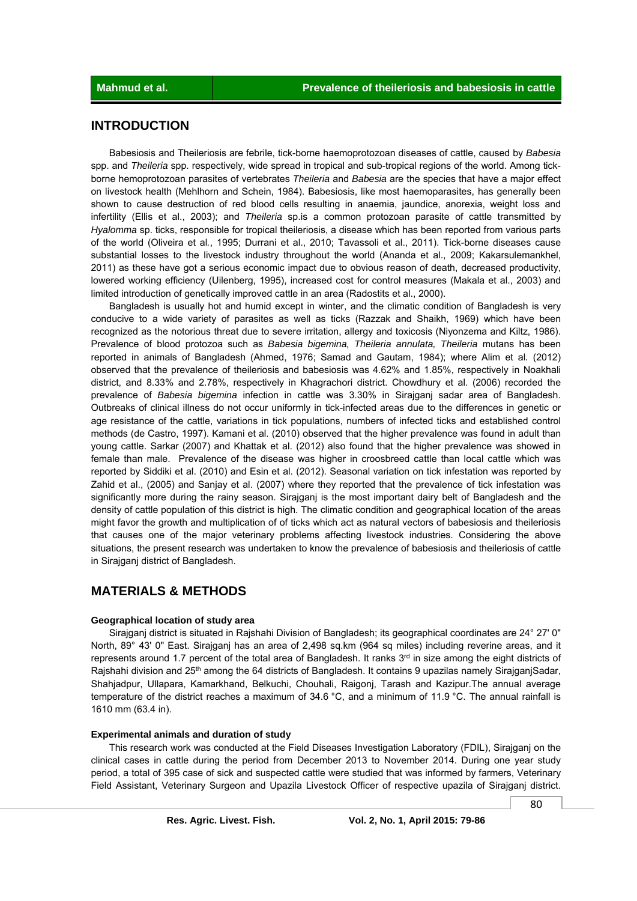## INTRODUCTION

Babesiosis and Theileriosis are febrile, tick-borne haemoprotozoan diseases of cattle, caused by *Babesia* spp. and *Theileria* spp. respectively, wide spread in tropical and sub-tropical regions of the world. Among tick-borne hemoprotozoan parasites of vertebrates *Theileria* and *Babesia* are the species that have a major effect on livestock health (Mehlhorn and Schein, 1984). Babesiosis, like most haemoparasites, has generally been shown to cause destruction of red blood cells resulting in anaemia, jaundice, anorexia, weight loss and infertility (Ellis et al., 2003); and *Theileria* sp.is a common protozoan parasite of cattle transmitted by *Hyalomma* sp. ticks, responsible for tropical theileriosis, a disease which has been reported from various parts of the world (Oliveira et al., 1995; Durrani et al., 2010; Tavassoli et al., 2011). Tick-borne diseases cause substantial losses to the livestock industry throughout the world (Ananda et al., 2009; Kakarsulemankhel, 2011) as these have got a serious economic impact due to obvious reason of death, decreased productivity, lowered working efficiency (Uilenberg, 1995), increased cost for control measures (Makala et al., 2003) and limited introduction of genetically improved cattle in an area (Radostits et al., 2000).

Bangladesh is usually hot and humid except in winter, and the climatic condition of Bangladesh is very conducive to a wide variety of parasites as well as ticks (Razzak and Shaikh, 1969) which have been recognized as the notorious threat due to severe irritation, allergy and toxicosis (Niyonzema and Kiltz, 1986). Prevalence of blood protozoa such as *Babesia bigemina, Theileria annulata, Theileria* mutans has been reported in animals of Bangladesh (Ahmed, 1976; Samad and Gautam, 1984); where Alim et al. (2012) observed that the prevalence of theileriosis and babesiosis was 4.62% and 1.85%, respectively in Noakhali district, and 8.33% and 2.78%, respectively in Khagrachori district. Chowdhury et al. (2006) recorded the prevalence of *Babesia bigemina* infection in cattle was 3.30% in Sirajganj sadar area of Bangladesh. Outbreaks of clinical illness do not occur uniformly in tick-infected areas due to the differences in genetic or age resistance of the cattle, variations in tick populations, numbers of infected ticks and established control methods (de Castro, 1997). Kamani et al. (2010) observed that the higher prevalence was found in adult than young cattle. Sarkar (2007) and Khattak et al. (2012) also found that the higher prevalence was showed in female than male. Prevalence of the disease was higher in croosbreed cattle than local cattle which was reported by Siddiki et al. (2010) and Esin et al. (2012). Seasonal variation on tick infestation was reported by Zahid et al., (2005) and Sanjay et al. (2007) where they reported that the prevalence of tick infestation was significantly more during the rainy season. Sirajganj is the most important dairy belt of Bangladesh and the density of cattle population of this district is high. The climatic condition and geographical location of the areas might favor the growth and multiplication of of ticks which act as natural vectors of babesiosis and theileriosis that causes one of the major veterinary problems affecting livestock industries. Considering the above situations, the present research was undertaken to know the prevalence of babesiosis and theileriosis of cattle in Sirajganj district of Bangladesh.

## MATERIALS & METHODS

### Geographical location of study area

Sirajganj district is situated in Rajshahi Division of Bangladesh; its geographical coordinates are 24° 27' 0" North, 89° 43' 0" East. Sirajganj has an area of 2,498 sq.km (964 sq miles) including reverine areas, and it represents around 1.7 percent of the total area of Bangladesh. It ranks 3rd in size among the eight districts of Rajshahi division and 25th among the 64 districts of Bangladesh. It contains 9 upazilas namely SirajganjSadar, Shahjadpur, Ullapara, Kamarkhand, Belkuchi, Chouhali, Raigonj, Tarash and Kazipur.The annual average temperature of the district reaches a maximum of 34.6 °C, and a minimum of 11.9 °C. The annual rainfall is 1610 mm (63.4 in).

### Experimental animals and duration of study

This research work was conducted at the Field Diseases Investigation Laboratory (FDIL), Sirajganj on the clinical cases in cattle during the period from December 2013 to November 2014. During one year study period, a total of 395 case of sick and suspected cattle were studied that was informed by farmers, Veterinary Field Assistant, Veterinary Surgeon and Upazila Livestock Officer of respective upazila of Sirajganj district.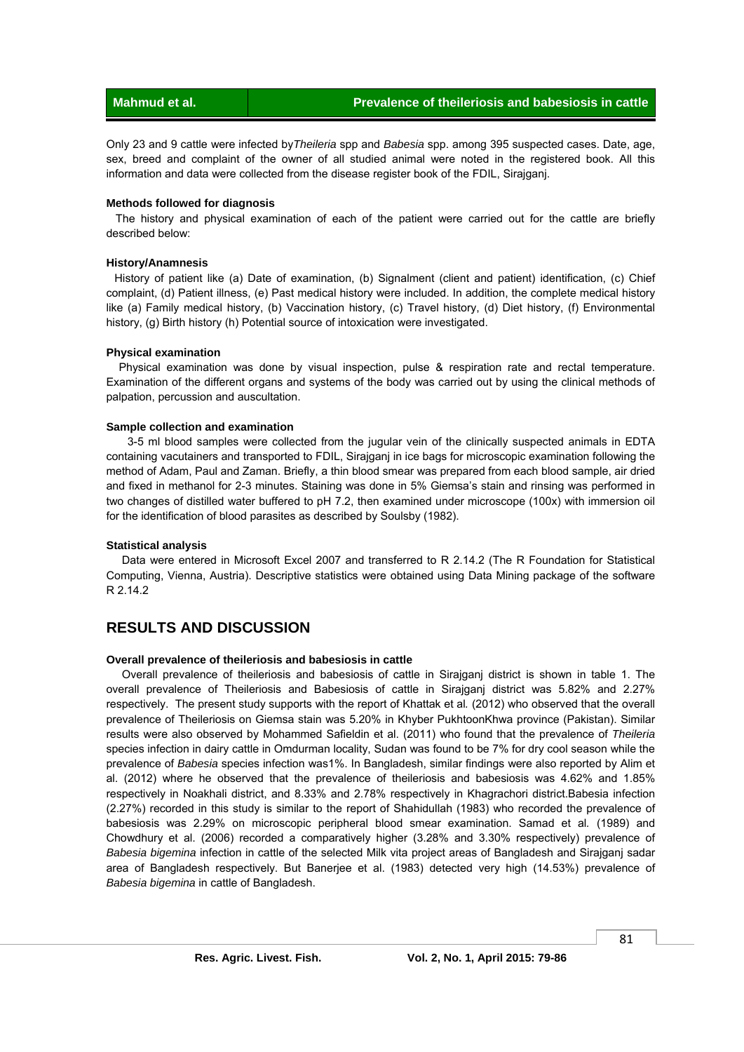Only 23 and 9 cattle were infected by*Theileria* spp and *Babesia* spp. among 395 suspected cases. Date, age, sex, breed and complaint of the owner of all studied animal were noted in the registered book. All this information and data were collected from the disease register book of the FDIL, Sirajganj.

**Methods followed for diagnosis**

The history and physical examination of each of the patient were carried out for the cattle are briefly described below:

**History/Anamnesis**

History of patient like (a) Date of examination, (b) Signalment (client and patient) identification, (c) Chief complaint, (d) Patient illness, (e) Past medical history were included. In addition, the complete medical history like (a) Family medical history, (b) Vaccination history, (c) Travel history, (d) Diet history, (f) Environmental history, (g) Birth history (h) Potential source of intoxication were investigated.

**Physical examination**

Physical examination was done by visual inspection, pulse & respiration rate and rectal temperature. Examination of the different organs and systems of the body was carried out by using the clinical methods of palpation, percussion and auscultation.

**Sample collection and examination**

3-5 ml blood samples were collected from the jugular vein of the clinically suspected animals in EDTA containing vacutainers and transported to FDIL, Sirajganj in ice bags for microscopic examination following the method of Adam, Paul and Zaman. Briefly, a thin blood smear was prepared from each blood sample, air dried and fixed in methanol for 2-3 minutes. Staining was done in 5% Giemsa's stain and rinsing was performed in two changes of distilled water buffered to pH 7.2, then examined under microscope (100x) with immersion oil for the identification of blood parasites as described by Soulsby (1982).

**Statistical analysis**

Data were entered in Microsoft Excel 2007 and transferred to R 2.14.2 (The R Foundation for Statistical Computing, Vienna, Austria). Descriptive statistics were obtained using Data Mining package of the software R 2.14.2

## RESULTS AND DISCUSSION

**Overall prevalence of theileriosis and babesiosis in cattle**

Overall prevalence of theileriosis and babesiosis of cattle in Sirajganj district is shown in table 1. The overall prevalence of Theileriosis and Babesiosis of cattle in Sirajganj district was 5.82% and 2.27% respectively. The present study supports with the report of Khattak et al*.* (2012) who observed that the overall prevalence of Theileriosis on Giemsa stain was 5.20% in Khyber PukhtoonKhwa province (Pakistan). Similar results were also observed by Mohammed Safieldin et al. (2011) who found that the prevalence of *Theileria* species infection in dairy cattle in Omdurman locality, Sudan was found to be 7% for dry cool season while the prevalence of *Babesia* species infection was1%. In Bangladesh, similar findings were also reported by Alim et al. (2012) where he observed that the prevalence of theileriosis and babesiosis was 4.62% and 1.85% respectively in Noakhali district, and 8.33% and 2.78% respectively in Khagrachori district.Babesia infection (2.27%) recorded in this study is similar to the report of Shahidullah (1983) who recorded the prevalence of babesiosis was 2.29% on microscopic peripheral blood smear examination. Samad et al*.* (1989) and Chowdhury et al. (2006) recorded a comparatively higher (3.28% and 3.30% respectively) prevalence of *Babesia bigemina* infection in cattle of the selected Milk vita project areas of Bangladesh and Sirajganj sadar area of Bangladesh respectively. But Banerjee et al. (1983) detected very high (14.53%) prevalence of *Babesia bigemina* in cattle of Bangladesh.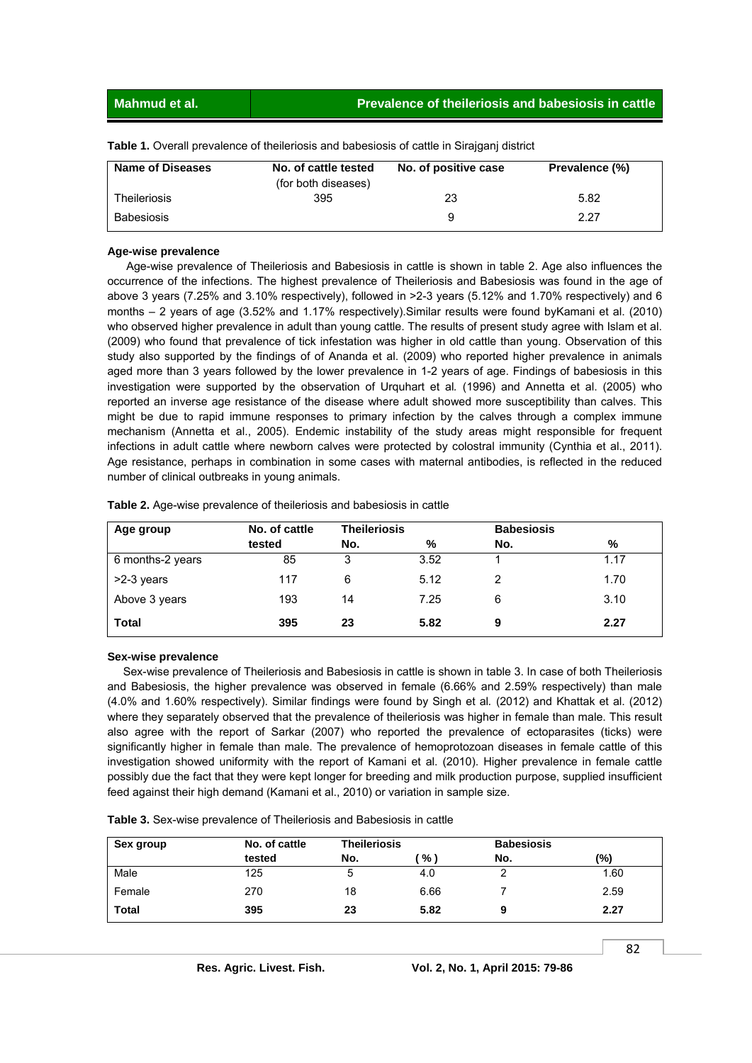**Table 1.** Overall prevalence of theileriosis and babesiosis of cattle in Sirajganj district

| Name of Diseases | No. of cattle tested (for both diseases) | No. of positive case | Prevalence (%) |
|---|---|---|---|
| Theileriosis | 395 | 23 | 5.82 |
| Babesiosis | | 9 | 2.27 |

**Age-wise prevalence**

Age-wise prevalence of Theileriosis and Babesiosis in cattle is shown in table 2. Age also influences the occurrence of the infections. The highest prevalence of Theileriosis and Babesiosis was found in the age of above 3 years (7.25% and 3.10% respectively), followed in >2-3 years (5.12% and 1.70% respectively) and 6 months – 2 years of age (3.52% and 1.17% respectively).Similar results were found byKamani et al. (2010) who observed higher prevalence in adult than young cattle. The results of present study agree with Islam et al. (2009) who found that prevalence of tick infestation was higher in old cattle than young. Observation of this study also supported by the findings of of Ananda et al. (2009) who reported higher prevalence in animals aged more than 3 years followed by the lower prevalence in 1-2 years of age. Findings of babesiosis in this investigation were supported by the observation of Urquhart et al*.* (1996) and Annetta et al. (2005) who reported an inverse age resistance of the disease where adult showed more susceptibility than calves. This might be due to rapid immune responses to primary infection by the calves through a complex immune mechanism (Annetta et al., 2005). Endemic instability of the study areas might responsible for frequent infections in adult cattle where newborn calves were protected by colostral immunity (Cynthia et al., 2011). Age resistance, perhaps in combination in some cases with maternal antibodies, is reflected in the reduced number of clinical outbreaks in young animals.

**Table 2.** Age-wise prevalence of theileriosis and babesiosis in cattle

| Age group | No. of cattle tested | Theileriosis | | Babesiosis | |
|---|---|---|---|---|---|
| | | No. | % | No. | % |
| 6 months-2 years | 85 | 3 | 3.52 | 1 | 1.17 |
| >2-3 years | 117 | 6 | 5.12 | 2 | 1.70 |
| Above 3 years | 193 | 14 | 7.25 | 6 | 3.10 |
| **Total** | **395** | **23** | **5.82** | **9** | **2.27** |

**Sex-wise prevalence**

Sex-wise prevalence of Theileriosis and Babesiosis in cattle is shown in table 3. In case of both Theileriosis and Babesiosis, the higher prevalence was observed in female (6.66% and 2.59% respectively) than male (4.0% and 1.60% respectively). Similar findings were found by Singh et al*.* (2012) and Khattak et al. (2012) where they separately observed that the prevalence of theileriosis was higher in female than male. This result also agree with the report of Sarkar (2007) who reported the prevalence of ectoparasites (ticks) were significantly higher in female than male. The prevalence of hemoprotozoan diseases in female cattle of this investigation showed uniformity with the report of Kamani et al. (2010). Higher prevalence in female cattle possibly due the fact that they were kept longer for breeding and milk production purpose, supplied insufficient feed against their high demand (Kamani et al., 2010) or variation in sample size.

**Table 3.** Sex-wise prevalence of Theileriosis and Babesiosis in cattle

| Sex group | No. of cattle tested | Theileriosis | | Babesiosis | |
|---|---|---|---|---|---|
| | | No. | ( % ) | No. | (%) |
| Male | 125 | 5 | 4.0 | 2 | 1.60 |
| Female | 270 | 18 | 6.66 | 7 | 2.59 |
| **Total** | **395** | **23** | **5.82** | **9** | **2.27** |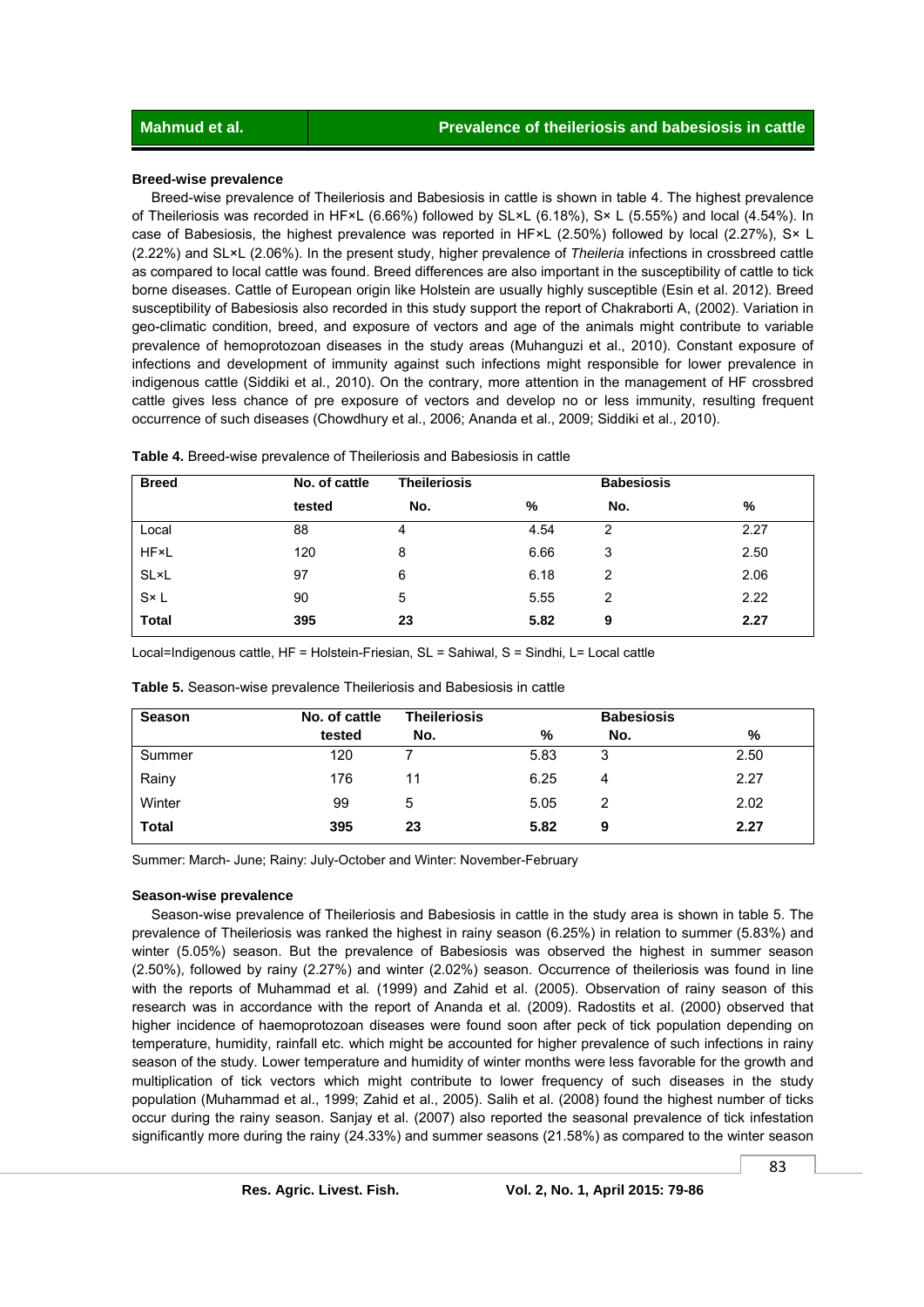### Breed-wise prevalence

Breed-wise prevalence of Theileriosis and Babesiosis in cattle is shown in table 4. The highest prevalence of Theileriosis was recorded in HF×L (6.66%) followed by SL×L (6.18%), S× L (5.55%) and local (4.54%). In case of Babesiosis, the highest prevalence was reported in HF×L (2.50%) followed by local (2.27%), S× L (2.22%) and SL×L (2.06%). In the present study, higher prevalence of *Theileria* infections in crossbreed cattle as compared to local cattle was found. Breed differences are also important in the susceptibility of cattle to tick borne diseases. Cattle of European origin like Holstein are usually highly susceptible (Esin et al. 2012). Breed susceptibility of Babesiosis also recorded in this study support the report of Chakraborti A, (2002). Variation in geo-climatic condition, breed, and exposure of vectors and age of the animals might contribute to variable prevalence of hemoprotozoan diseases in the study areas (Muhanguzi et al., 2010). Constant exposure of infections and development of immunity against such infections might responsible for lower prevalence in indigenous cattle (Siddiki et al., 2010). On the contrary, more attention in the management of HF crossbred cattle gives less chance of pre exposure of vectors and develop no or less immunity, resulting frequent occurrence of such diseases (Chowdhury et al., 2006; Ananda et al., 2009; Siddiki et al., 2010).

**Table 4.** Breed-wise prevalence of Theileriosis and Babesiosis in cattle

| Breed | No. of cattle tested | Theileriosis | | Babesiosis | |
|---|---|---|---|---|---|
| | | No. | % | No. | % |
| Local | 88 | 4 | 4.54 | 2 | 2.27 |
| HF×L | 120 | 8 | 6.66 | 3 | 2.50 |
| SL×L | 97 | 6 | 6.18 | 2 | 2.06 |
| S× L | 90 | 5 | 5.55 | 2 | 2.22 |
| **Total** | **395** | **23** | **5.82** | **9** | **2.27** |

Local=Indigenous cattle, HF = Holstein-Friesian, SL = Sahiwal, S = Sindhi, L= Local cattle

**Table 5.** Season-wise prevalence Theileriosis and Babesiosis in cattle

| Season | No. of cattle tested | Theileriosis | | Babesiosis | |
|---|---|---|---|---|---|
| | | No. | % | No. | % |
| Summer | 120 | 7 | 5.83 | 3 | 2.50 |
| Rainy | 176 | 11 | 6.25 | 4 | 2.27 |
| Winter | 99 | 5 | 5.05 | 2 | 2.02 |
| **Total** | **395** | **23** | **5.82** | **9** | **2.27** |

Summer: March- June; Rainy: July-October and Winter: November-February

### Season-wise prevalence

Season-wise prevalence of Theileriosis and Babesiosis in cattle in the study area is shown in table 5. The prevalence of Theileriosis was ranked the highest in rainy season (6.25%) in relation to summer (5.83%) and winter (5.05%) season. But the prevalence of Babesiosis was observed the highest in summer season (2.50%), followed by rainy (2.27%) and winter (2.02%) season. Occurrence of theileriosis was found in line with the reports of Muhammad et al*.* (1999) and Zahid et al. (2005). Observation of rainy season of this research was in accordance with the report of Ananda et al*.* (2009). Radostits et al. (2000) observed that higher incidence of haemoprotozoan diseases were found soon after peck of tick population depending on temperature, humidity, rainfall etc. which might be accounted for higher prevalence of such infections in rainy season of the study. Lower temperature and humidity of winter months were less favorable for the growth and multiplication of tick vectors which might contribute to lower frequency of such diseases in the study population (Muhammad et al., 1999; Zahid et al., 2005). Salih et al. (2008) found the highest number of ticks occur during the rainy season. Sanjay et al. (2007) also reported the seasonal prevalence of tick infestation significantly more during the rainy (24.33%) and summer seasons (21.58%) as compared to the winter season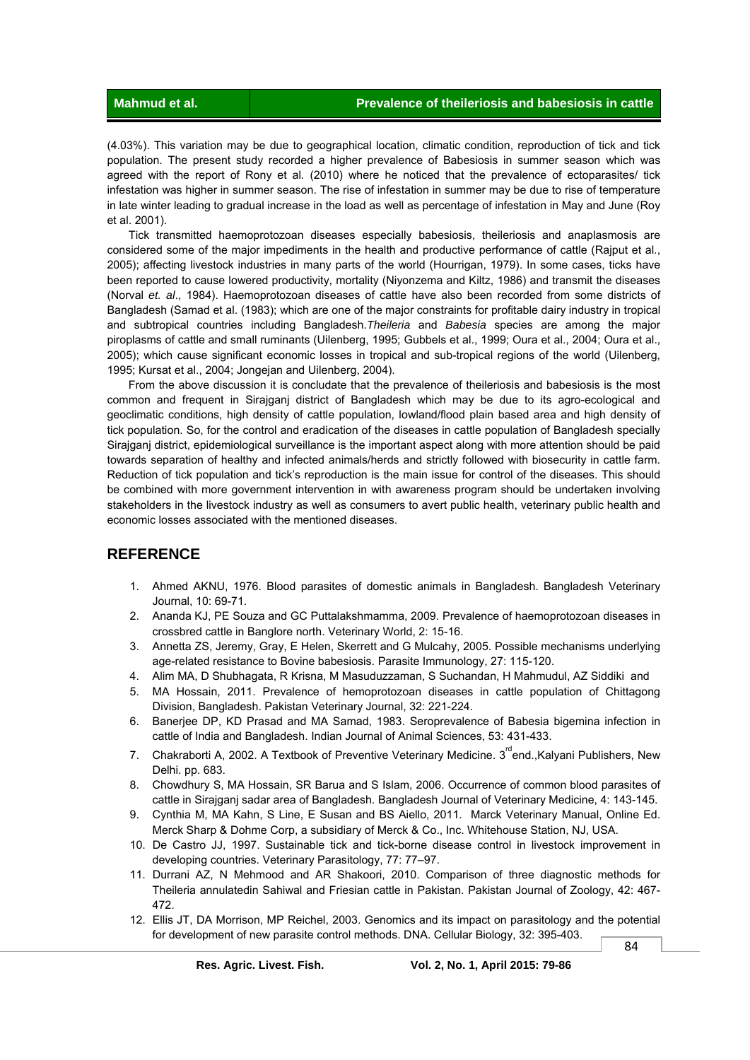(4.03%). This variation may be due to geographical location, climatic condition, reproduction of tick and tick population. The present study recorded a higher prevalence of Babesiosis in summer season which was agreed with the report of Rony et al. (2010) where he noticed that the prevalence of ectoparasites/ tick infestation was higher in summer season. The rise of infestation in summer may be due to rise of temperature in late winter leading to gradual increase in the load as well as percentage of infestation in May and June (Roy et al. 2001).

Tick transmitted haemoprotozoan diseases especially babesiosis, theileriosis and anaplasmosis are considered some of the major impediments in the health and productive performance of cattle (Rajput et al., 2005); affecting livestock industries in many parts of the world (Hourrigan, 1979). In some cases, ticks have been reported to cause lowered productivity, mortality (Niyonzema and Kiltz, 1986) and transmit the diseases (Norval *et. al*., 1984). Haemoprotozoan diseases of cattle have also been recorded from some districts of Bangladesh (Samad et al. (1983); which are one of the major constraints for profitable dairy industry in tropical and subtropical countries including Bangladesh.*Theileria* and *Babesia* species are among the major piroplasms of cattle and small ruminants (Uilenberg, 1995; Gubbels et al., 1999; Oura et al., 2004; Oura et al., 2005); which cause significant economic losses in tropical and sub-tropical regions of the world (Uilenberg, 1995; Kursat et al., 2004; Jongejan and Uilenberg, 2004).

From the above discussion it is concludate that the prevalence of theileriosis and babesiosis is the most common and frequent in Sirajganj district of Bangladesh which may be due to its agro-ecological and geoclimatic conditions, high density of cattle population, lowland/flood plain based area and high density of tick population. So, for the control and eradication of the diseases in cattle population of Bangladesh specially Sirajganj district, epidemiological surveillance is the important aspect along with more attention should be paid towards separation of healthy and infected animals/herds and strictly followed with biosecurity in cattle farm. Reduction of tick population and tick's reproduction is the main issue for control of the diseases. This should be combined with more government intervention in with awareness program should be undertaken involving stakeholders in the livestock industry as well as consumers to avert public health, veterinary public health and economic losses associated with the mentioned diseases.

## REFERENCE

1. Ahmed AKNU, 1976. Blood parasites of domestic animals in Bangladesh. Bangladesh Veterinary Journal, 10: 69-71.
2. Ananda KJ, PE Souza and GC Puttalakshmamma, 2009. Prevalence of haemoprotozoan diseases in crossbred cattle in Banglore north. Veterinary World, 2: 15-16.
3. Annetta ZS, Jeremy, Gray, E Helen, Skerrett and G Mulcahy, 2005. Possible mechanisms underlying age-related resistance to Bovine babesiosis. Parasite Immunology, 27: 115-120.
4. Alim MA, D Shubhagata, R Krisna, M Masuduzzaman, S Suchandan, H Mahmudul, AZ Siddiki and
5. MA Hossain, 2011. Prevalence of hemoprotozoan diseases in cattle population of Chittagong Division, Bangladesh. Pakistan Veterinary Journal, 32: 221-224.
6. Banerjee DP, KD Prasad and MA Samad, 1983. Seroprevalence of Babesia bigemina infection in cattle of India and Bangladesh. Indian Journal of Animal Sciences, 53: 431-433.
7. Chakraborti A, 2002. A Textbook of Preventive Veterinary Medicine. 3rd end.,Kalyani Publishers, New Delhi. pp. 683.
8. Chowdhury S, MA Hossain, SR Barua and S Islam, 2006. Occurrence of common blood parasites of cattle in Sirajganj sadar area of Bangladesh. Bangladesh Journal of Veterinary Medicine, 4: 143-145.
9. Cynthia M, MA Kahn, S Line, E Susan and BS Aiello, 2011. Marck Veterinary Manual, Online Ed. Merck Sharp & Dohme Corp, a subsidiary of Merck & Co., Inc. Whitehouse Station, NJ, USA.
10. De Castro JJ, 1997. Sustainable tick and tick-borne disease control in livestock improvement in developing countries. Veterinary Parasitology, 77: 77–97.
11. Durrani AZ, N Mehmood and AR Shakoori, 2010. Comparison of three diagnostic methods for Theileria annulatedin Sahiwal and Friesian cattle in Pakistan. Pakistan Journal of Zoology, 42: 467-472.
12. Ellis JT, DA Morrison, MP Reichel, 2003. Genomics and its impact on parasitology and the potential for development of new parasite control methods. DNA. Cellular Biology, 32: 395-403.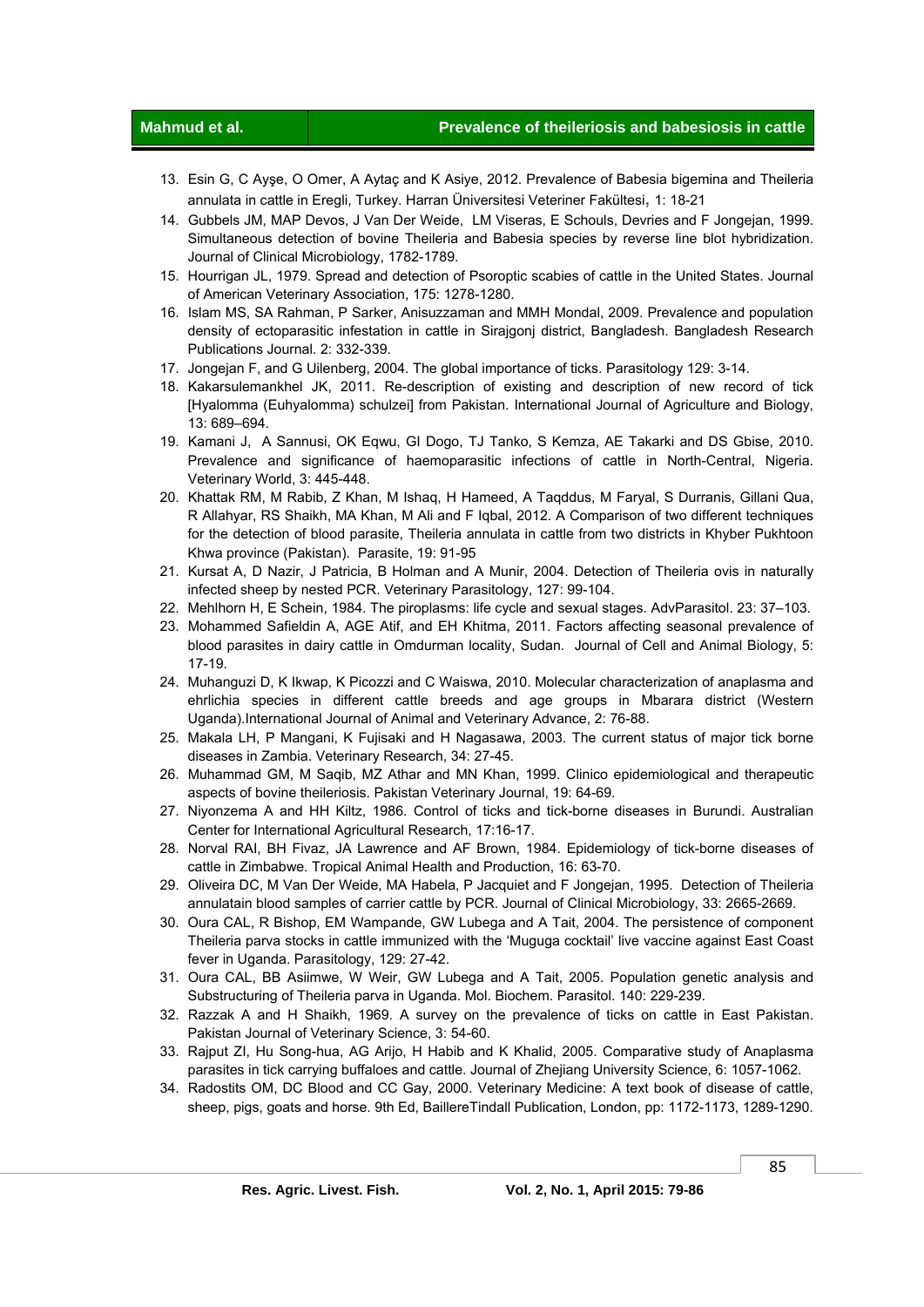13. Esin G, C Ayşe, O Omer, A Aytaç and K Asiye, 2012. Prevalence of Babesia bigemina and Theileria annulata in cattle in Eregli, Turkey. Harran Üniversitesi Veteriner Fakültesi, 1: 18-21
14. Gubbels JM, MAP Devos, J Van Der Weide, LM Viseras, E Schouls, Devries and F Jongejan, 1999. Simultaneous detection of bovine Theileria and Babesia species by reverse line blot hybridization. Journal of Clinical Microbiology, 1782-1789.
15. Hourrigan JL, 1979. Spread and detection of Psoroptic scabies of cattle in the United States. Journal of American Veterinary Association, 175: 1278-1280.
16. Islam MS, SA Rahman, P Sarker, Anisuzzaman and MMH Mondal, 2009. Prevalence and population density of ectoparasitic infestation in cattle in Sirajgonj district, Bangladesh. Bangladesh Research Publications Journal. 2: 332-339.
17. Jongejan F, and G Uilenberg, 2004. The global importance of ticks. Parasitology 129: 3-14.
18. Kakarsulemankhel JK, 2011. Re-description of existing and description of new record of tick [Hyalomma (Euhyalomma) schulzei] from Pakistan. International Journal of Agriculture and Biology, 13: 689–694.
19. Kamani J, A Sannusi, OK Eqwu, GI Dogo, TJ Tanko, S Kemza, AE Takarki and DS Gbise, 2010. Prevalence and significance of haemoparasitic infections of cattle in North-Central, Nigeria. Veterinary World, 3: 445-448.
20. Khattak RM, M Rabib, Z Khan, M Ishaq, H Hameed, A Taqddus, M Faryal, S Durranis, Gillani Qua, R Allahyar, RS Shaikh, MA Khan, M Ali and F Iqbal, 2012. A Comparison of two different techniques for the detection of blood parasite, Theileria annulata in cattle from two districts in Khyber Pukhtoon Khwa province (Pakistan). Parasite, 19: 91-95
21. Kursat A, D Nazir, J Patricia, B Holman and A Munir, 2004. Detection of Theileria ovis in naturally infected sheep by nested PCR. Veterinary Parasitology, 127: 99-104.
22. Mehlhorn H, E Schein, 1984. The piroplasms: life cycle and sexual stages. AdvParasitol. 23: 37–103.
23. Mohammed Safieldin A, AGE Atif, and EH Khitma, 2011. Factors affecting seasonal prevalence of blood parasites in dairy cattle in Omdurman locality, Sudan. Journal of Cell and Animal Biology, 5: 17-19.
24. Muhanguzi D, K Ikwap, K Picozzi and C Waiswa, 2010. Molecular characterization of anaplasma and ehrlichia species in different cattle breeds and age groups in Mbarara district (Western Uganda).International Journal of Animal and Veterinary Advance, 2: 76-88.
25. Makala LH, P Mangani, K Fujisaki and H Nagasawa, 2003. The current status of major tick borne diseases in Zambia. Veterinary Research, 34: 27-45.
26. Muhammad GM, M Saqib, MZ Athar and MN Khan, 1999. Clinico epidemiological and therapeutic aspects of bovine theileriosis. Pakistan Veterinary Journal, 19: 64-69.
27. Niyonzema A and HH Kiltz, 1986. Control of ticks and tick-borne diseases in Burundi. Australian Center for International Agricultural Research, 17:16-17.
28. Norval RAI, BH Fivaz, JA Lawrence and AF Brown, 1984. Epidemiology of tick-borne diseases of cattle in Zimbabwe. Tropical Animal Health and Production, 16: 63-70.
29. Oliveira DC, M Van Der Weide, MA Habela, P Jacquiet and F Jongejan, 1995. Detection of Theileria annulatain blood samples of carrier cattle by PCR. Journal of Clinical Microbiology, 33: 2665-2669.
30. Oura CAL, R Bishop, EM Wampande, GW Lubega and A Tait, 2004. The persistence of component Theileria parva stocks in cattle immunized with the 'Muguga cocktail' live vaccine against East Coast fever in Uganda. Parasitology, 129: 27-42.
31. Oura CAL, BB Asiimwe, W Weir, GW Lubega and A Tait, 2005. Population genetic analysis and Substructuring of Theileria parva in Uganda. Mol. Biochem. Parasitol. 140: 229-239.
32. Razzak A and H Shaikh, 1969. A survey on the prevalence of ticks on cattle in East Pakistan. Pakistan Journal of Veterinary Science, 3: 54-60.
33. Rajput ZI, Hu Song-hua, AG Arijo, H Habib and K Khalid, 2005. Comparative study of Anaplasma parasites in tick carrying buffaloes and cattle. Journal of Zhejiang University Science, 6: 1057-1062.
34. Radostits OM, DC Blood and CC Gay, 2000. Veterinary Medicine: A text book of disease of cattle, sheep, pigs, goats and horse. 9th Ed, BaillereTindall Publication, London, pp: 1172-1173, 1289-1290.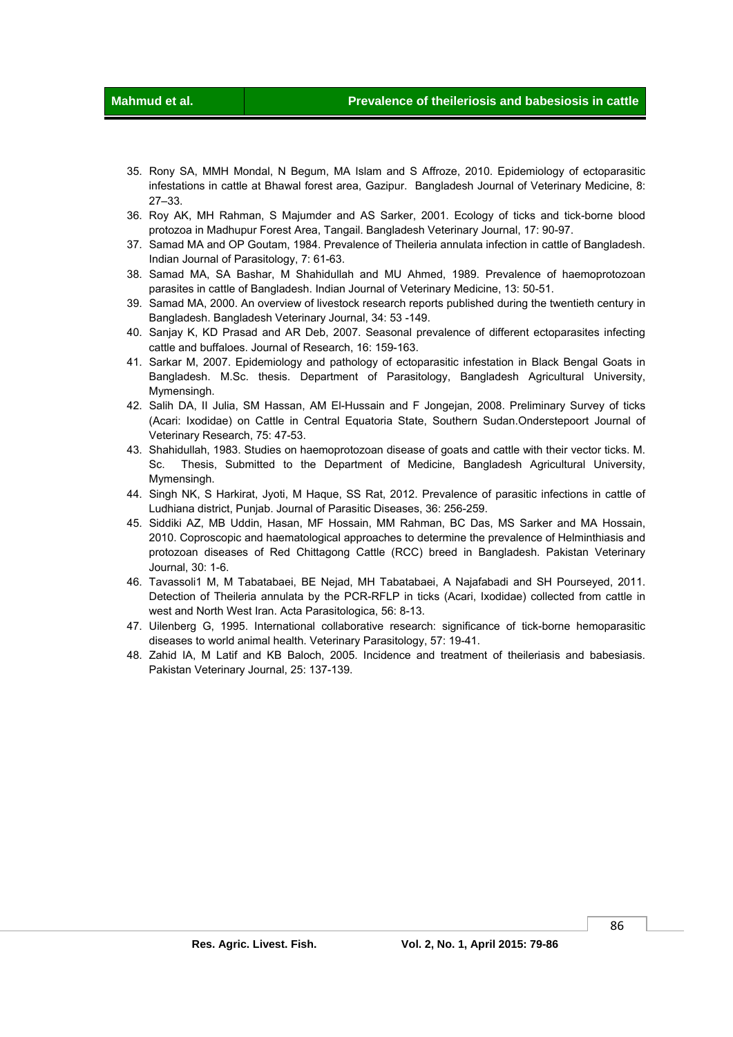35. Rony SA, MMH Mondal, N Begum, MA Islam and S Affroze, 2010. Epidemiology of ectoparasitic infestations in cattle at Bhawal forest area, Gazipur. Bangladesh Journal of Veterinary Medicine, 8: 27–33.
36. Roy AK, MH Rahman, S Majumder and AS Sarker, 2001. Ecology of ticks and tick-borne blood protozoa in Madhupur Forest Area, Tangail. Bangladesh Veterinary Journal, 17: 90-97.
37. Samad MA and OP Goutam, 1984. Prevalence of Theileria annulata infection in cattle of Bangladesh. Indian Journal of Parasitology, 7: 61-63.
38. Samad MA, SA Bashar, M Shahidullah and MU Ahmed, 1989. Prevalence of haemoprotozoan parasites in cattle of Bangladesh. Indian Journal of Veterinary Medicine, 13: 50-51.
39. Samad MA, 2000. An overview of livestock research reports published during the twentieth century in Bangladesh. Bangladesh Veterinary Journal, 34: 53 -149.
40. Sanjay K, KD Prasad and AR Deb, 2007. Seasonal prevalence of different ectoparasites infecting cattle and buffaloes. Journal of Research, 16: 159-163.
41. Sarkar M, 2007. Epidemiology and pathology of ectoparasitic infestation in Black Bengal Goats in Bangladesh. M.Sc. thesis. Department of Parasitology, Bangladesh Agricultural University, Mymensingh.
42. Salih DA, II Julia, SM Hassan, AM El-Hussain and F Jongejan, 2008. Preliminary Survey of ticks (Acari: Ixodidae) on Cattle in Central Equatoria State, Southern Sudan.Onderstepoort Journal of Veterinary Research, 75: 47-53.
43. Shahidullah, 1983. Studies on haemoprotozoan disease of goats and cattle with their vector ticks. M. Sc. Thesis, Submitted to the Department of Medicine, Bangladesh Agricultural University, Mymensingh.
44. Singh NK, S Harkirat, Jyoti, M Haque, SS Rat, 2012. Prevalence of parasitic infections in cattle of Ludhiana district, Punjab. Journal of Parasitic Diseases, 36: 256-259.
45. Siddiki AZ, MB Uddin, Hasan, MF Hossain, MM Rahman, BC Das, MS Sarker and MA Hossain, 2010. Coproscopic and haematological approaches to determine the prevalence of Helminthiasis and protozoan diseases of Red Chittagong Cattle (RCC) breed in Bangladesh. Pakistan Veterinary Journal, 30: 1-6.
46. Tavassoli1 M, M Tabatabaei, BE Nejad, MH Tabatabaei, A Najafabadi and SH Pourseyed, 2011. Detection of Theileria annulata by the PCR-RFLP in ticks (Acari, Ixodidae) collected from cattle in west and North West Iran. Acta Parasitologica, 56: 8-13.
47. Uilenberg G, 1995. International collaborative research: significance of tick-borne hemoparasitic diseases to world animal health. Veterinary Parasitology, 57: 19-41.
48. Zahid IA, M Latif and KB Baloch, 2005. Incidence and treatment of theileriasis and babesiasis. Pakistan Veterinary Journal, 25: 137-139.